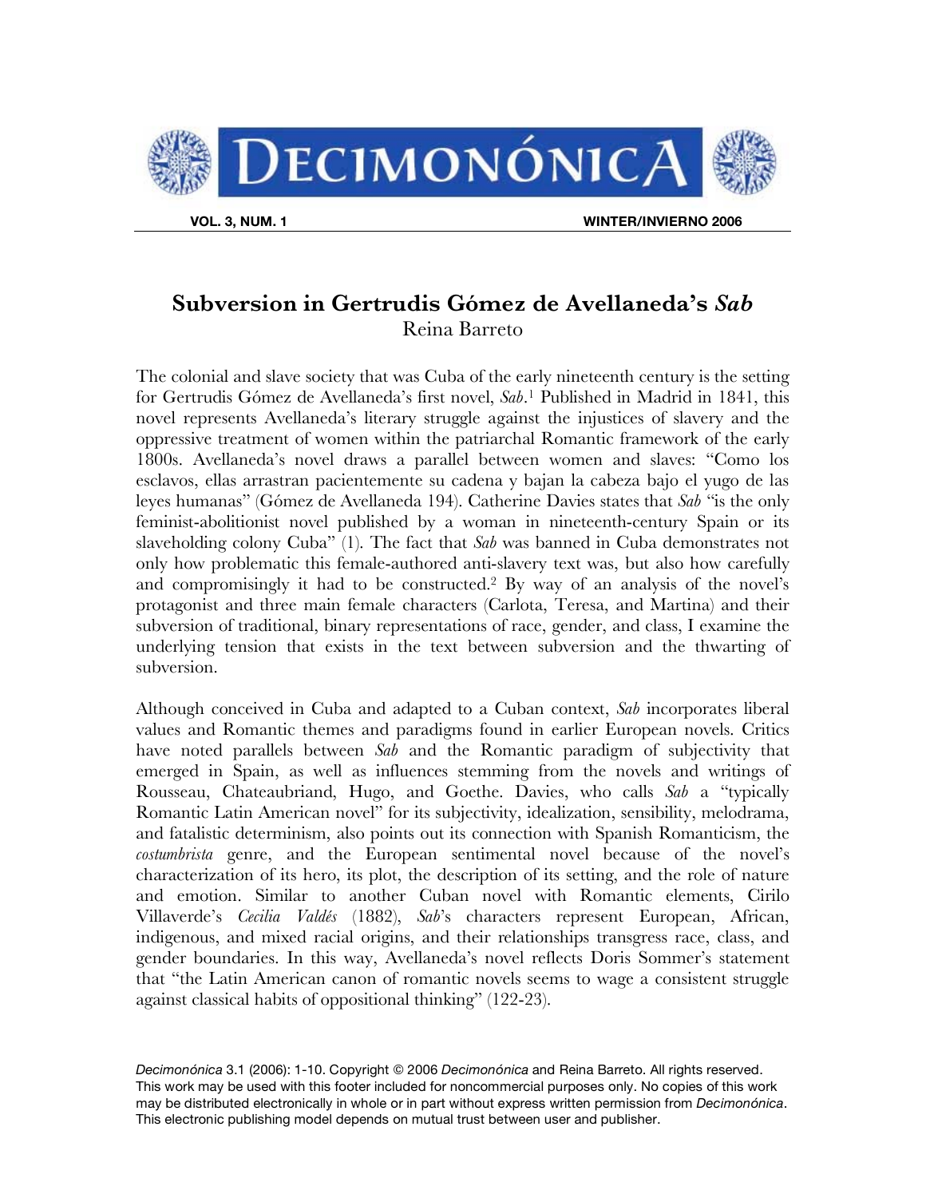# Subversion in Gertrudis Gómez de Avellaneda's *Sab*

Reina Barreto

The colonial and slave society that was Cuba of the early nineteenth century is the setting for Gertrudis Gómez de Avellaneda's first novel, *Sab*.[1] Published in Madrid in 1841, this novel represents Avellaneda's literary struggle against the injustices of slavery and the oppressive treatment of women within the patriarchal Romantic framework of the early 1800s. Avellaneda's novel draws a parallel between women and slaves: "Como los esclavos, ellas arrastran pacientemente su cadena y bajan la cabeza bajo el yugo de las leyes humanas" (Gómez de Avellaneda 194). Catherine Davies states that *Sab* "is the only feminist-abolitionist novel published by a woman in nineteenth-century Spain or its slaveholding colony Cuba" (1). The fact that *Sab* was banned in Cuba demonstrates not only how problematic this female-authored anti-slavery text was, but also how carefully and compromisingly it had to be constructed.[2] By way of an analysis of the novel's protagonist and three main female characters (Carlota, Teresa, and Martina) and their subversion of traditional, binary representations of race, gender, and class, I examine the underlying tension that exists in the text between subversion and the thwarting of subversion.

Although conceived in Cuba and adapted to a Cuban context, *Sab* incorporates liberal values and Romantic themes and paradigms found in earlier European novels. Critics have noted parallels between *Sab* and the Romantic paradigm of subjectivity that emerged in Spain, as well as influences stemming from the novels and writings of Rousseau, Chateaubriand, Hugo, and Goethe. Davies, who calls *Sab* a "typically Romantic Latin American novel" for its subjectivity, idealization, sensibility, melodrama, and fatalistic determinism, also points out its connection with Spanish Romanticism, the *costumbrista* genre, and the European sentimental novel because of the novel's characterization of its hero, its plot, the description of its setting, and the role of nature and emotion. Similar to another Cuban novel with Romantic elements, Cirilo Villaverde's *Cecilia Valdés* (1882), *Sab*'s characters represent European, African, indigenous, and mixed racial origins, and their relationships transgress race, class, and gender boundaries. In this way, Avellaneda's novel reflects Doris Sommer's statement that "the Latin American canon of romantic novels seems to wage a consistent struggle against classical habits of oppositional thinking" (122-23).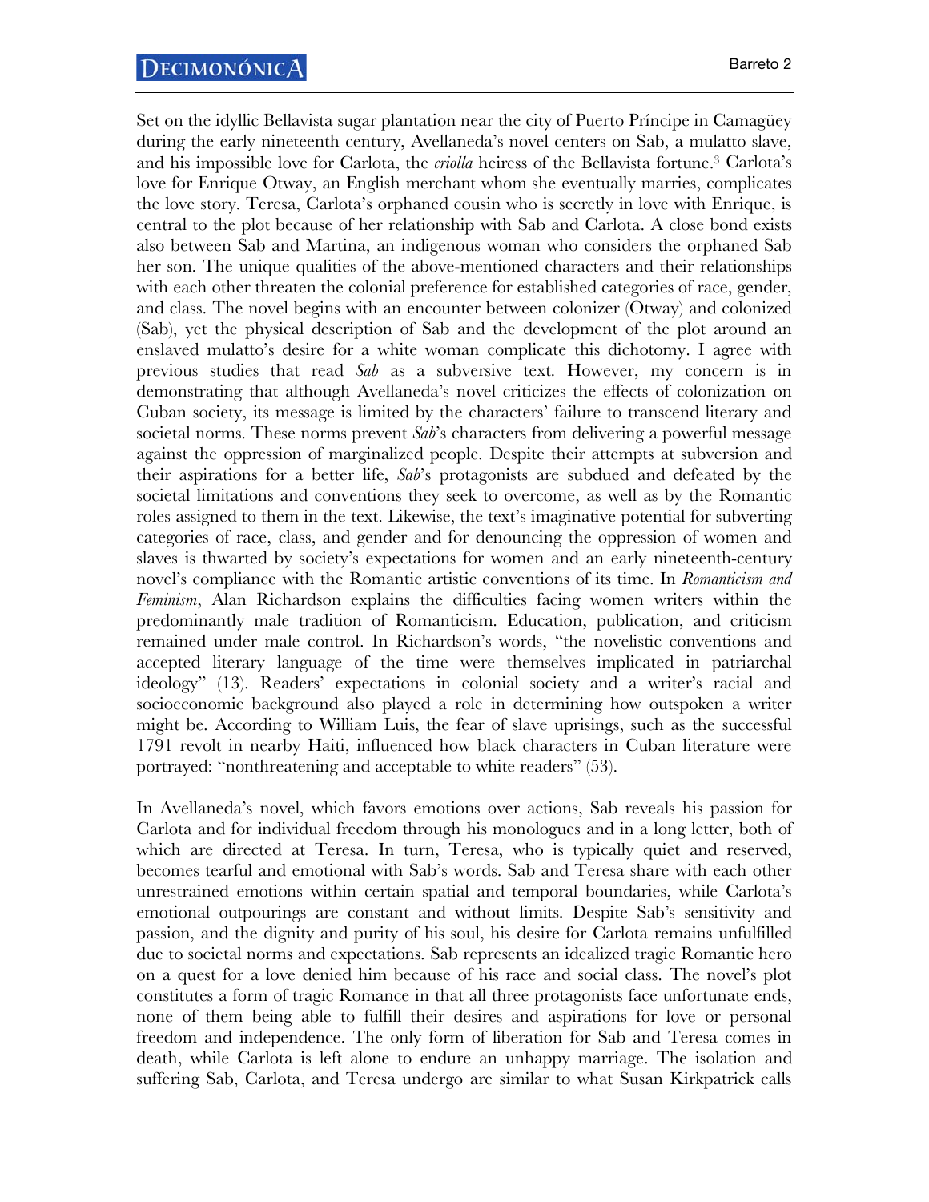Set on the idyllic Bellavista sugar plantation near the city of Puerto Príncipe in Camagüey during the early nineteenth century, Avellaneda's novel centers on Sab, a mulatto slave, and his impossible love for Carlota, the *criolla* heiress of the Bellavista fortune.[3] Carlota's love for Enrique Otway, an English merchant whom she eventually marries, complicates the love story. Teresa, Carlota's orphaned cousin who is secretly in love with Enrique, is central to the plot because of her relationship with Sab and Carlota. A close bond exists also between Sab and Martina, an indigenous woman who considers the orphaned Sab her son. The unique qualities of the above-mentioned characters and their relationships with each other threaten the colonial preference for established categories of race, gender, and class. The novel begins with an encounter between colonizer (Otway) and colonized (Sab), yet the physical description of Sab and the development of the plot around an enslaved mulatto's desire for a white woman complicate this dichotomy. I agree with previous studies that read *Sab* as a subversive text. However, my concern is in demonstrating that although Avellaneda's novel criticizes the effects of colonization on Cuban society, its message is limited by the characters' failure to transcend literary and societal norms. These norms prevent *Sab*'s characters from delivering a powerful message against the oppression of marginalized people. Despite their attempts at subversion and their aspirations for a better life, *Sab*'s protagonists are subdued and defeated by the societal limitations and conventions they seek to overcome, as well as by the Romantic roles assigned to them in the text. Likewise, the text's imaginative potential for subverting categories of race, class, and gender and for denouncing the oppression of women and slaves is thwarted by society's expectations for women and an early nineteenth-century novel's compliance with the Romantic artistic conventions of its time. In *Romanticism and Feminism*, Alan Richardson explains the difficulties facing women writers within the predominantly male tradition of Romanticism. Education, publication, and criticism remained under male control. In Richardson's words, "the novelistic conventions and accepted literary language of the time were themselves implicated in patriarchal ideology" (13). Readers' expectations in colonial society and a writer's racial and socioeconomic background also played a role in determining how outspoken a writer might be. According to William Luis, the fear of slave uprisings, such as the successful 1791 revolt in nearby Haiti, influenced how black characters in Cuban literature were portrayed: "nonthreatening and acceptable to white readers" (53).

In Avellaneda's novel, which favors emotions over actions, Sab reveals his passion for Carlota and for individual freedom through his monologues and in a long letter, both of which are directed at Teresa. In turn, Teresa, who is typically quiet and reserved, becomes tearful and emotional with Sab's words. Sab and Teresa share with each other unrestrained emotions within certain spatial and temporal boundaries, while Carlota's emotional outpourings are constant and without limits. Despite Sab's sensitivity and passion, and the dignity and purity of his soul, his desire for Carlota remains unfulfilled due to societal norms and expectations. Sab represents an idealized tragic Romantic hero on a quest for a love denied him because of his race and social class. The novel's plot constitutes a form of tragic Romance in that all three protagonists face unfortunate ends, none of them being able to fulfill their desires and aspirations for love or personal freedom and independence. The only form of liberation for Sab and Teresa comes in death, while Carlota is left alone to endure an unhappy marriage. The isolation and suffering Sab, Carlota, and Teresa undergo are similar to what Susan Kirkpatrick calls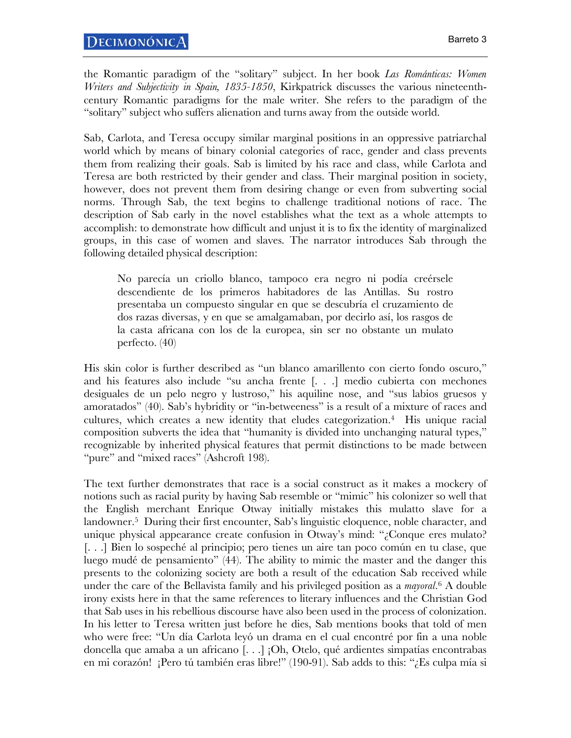the Romantic paradigm of the "solitary" subject. In her book *Las Románticas: Women Writers and Subjectivity in Spain, 1835-1850*, Kirkpatrick discusses the various nineteenth-century Romantic paradigms for the male writer. She refers to the paradigm of the "solitary" subject who suffers alienation and turns away from the outside world.

Sab, Carlota, and Teresa occupy similar marginal positions in an oppressive patriarchal world which by means of binary colonial categories of race, gender and class prevents them from realizing their goals. Sab is limited by his race and class, while Carlota and Teresa are both restricted by their gender and class. Their marginal position in society, however, does not prevent them from desiring change or even from subverting social norms. Through Sab, the text begins to challenge traditional notions of race. The description of Sab early in the novel establishes what the text as a whole attempts to accomplish: to demonstrate how difficult and unjust it is to fix the identity of marginalized groups, in this case of women and slaves. The narrator introduces Sab through the following detailed physical description:

> No parecía un criollo blanco, tampoco era negro ni podía creérsele descendiente de los primeros habitadores de las Antillas. Su rostro presentaba un compuesto singular en que se descubría el cruzamiento de dos razas diversas, y en que se amalgamaban, por decirlo así, los rasgos de la casta africana con los de la europea, sin ser no obstante un mulato perfecto. (40)

His skin color is further described as "un blanco amarillento con cierto fondo oscuro," and his features also include "su ancha frente [. . .] medio cubierta con mechones desiguales de un pelo negro y lustroso," his aquiline nose, and "sus labios gruesos y amoratados" (40). Sab's hybridity or "in-betweeness" is a result of a mixture of races and cultures, which creates a new identity that eludes categorization.[4] His unique racial composition subverts the idea that "humanity is divided into unchanging natural types," recognizable by inherited physical features that permit distinctions to be made between "pure" and "mixed races" (Ashcroft 198).

The text further demonstrates that race is a social construct as it makes a mockery of notions such as racial purity by having Sab resemble or "mimic" his colonizer so well that the English merchant Enrique Otway initially mistakes this mulatto slave for a landowner.[5] During their first encounter, Sab's linguistic eloquence, noble character, and unique physical appearance create confusion in Otway's mind: "¿Conque eres mulato? [. . .] Bien lo sospeché al principio; pero tienes un aire tan poco común en tu clase, que luego mudé de pensamiento" (44). The ability to mimic the master and the danger this presents to the colonizing society are both a result of the education Sab received while under the care of the Bellavista family and his privileged position as a *mayoral*.[6] A double irony exists here in that the same references to literary influences and the Christian God that Sab uses in his rebellious discourse have also been used in the process of colonization. In his letter to Teresa written just before he dies, Sab mentions books that told of men who were free: "Un día Carlota leyó un drama en el cual encontré por fin a una noble doncella que amaba a un africano [. . .] ¡Oh, Otelo, qué ardientes simpatías encontrabas en mi corazón! ¡Pero tú también eras libre!" (190-91). Sab adds to this: "¿Es culpa mía si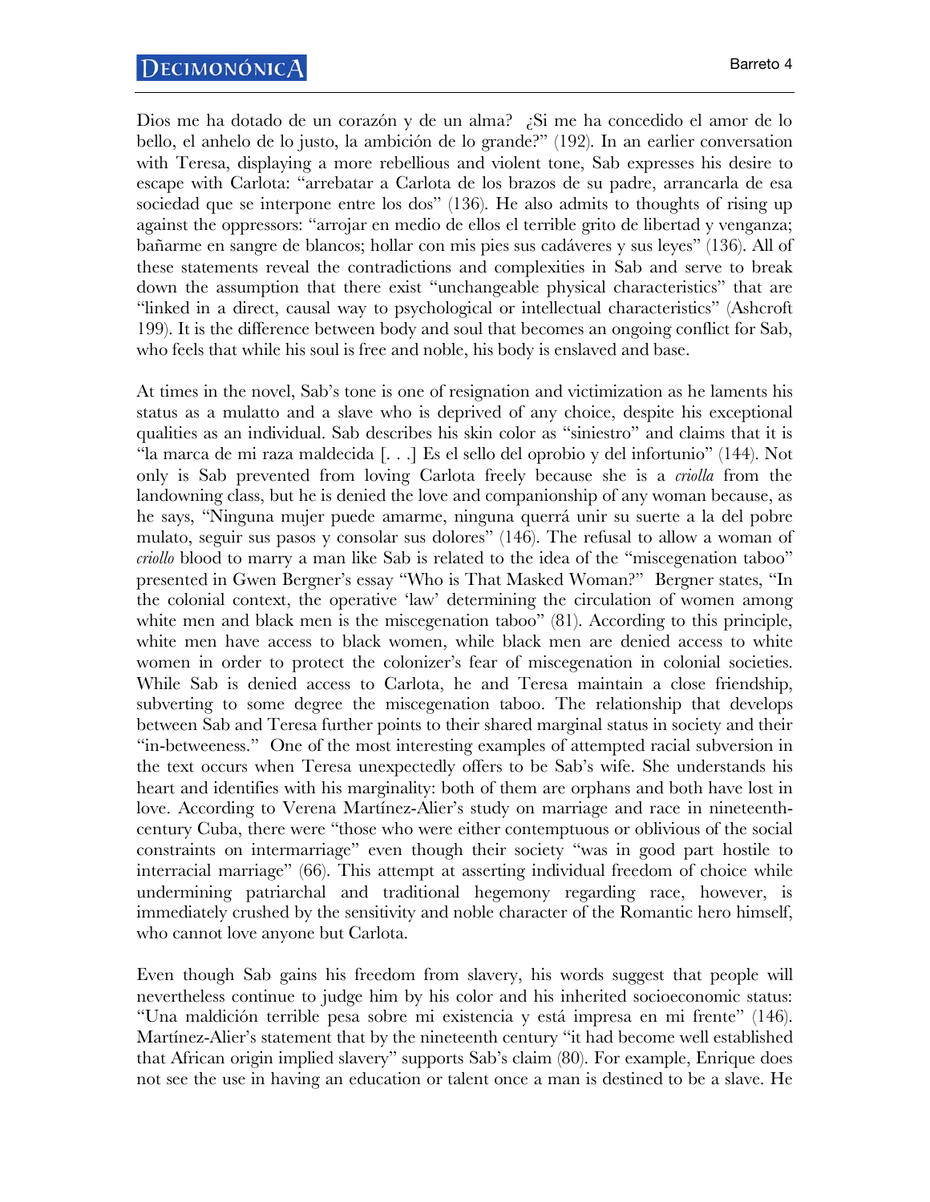Dios me ha dotado de un corazón y de un alma? ¿Si me ha concedido el amor de lo bello, el anhelo de lo justo, la ambición de lo grande?" (192). In an earlier conversation with Teresa, displaying a more rebellious and violent tone, Sab expresses his desire to escape with Carlota: "arrebatar a Carlota de los brazos de su padre, arrancarla de esa sociedad que se interpone entre los dos" (136). He also admits to thoughts of rising up against the oppressors: "arrojar en medio de ellos el terrible grito de libertad y venganza; bañarme en sangre de blancos; hollar con mis pies sus cadáveres y sus leyes" (136). All of these statements reveal the contradictions and complexities in Sab and serve to break down the assumption that there exist "unchangeable physical characteristics" that are "linked in a direct, causal way to psychological or intellectual characteristics" (Ashcroft 199). It is the difference between body and soul that becomes an ongoing conflict for Sab, who feels that while his soul is free and noble, his body is enslaved and base.

At times in the novel, Sab's tone is one of resignation and victimization as he laments his status as a mulatto and a slave who is deprived of any choice, despite his exceptional qualities as an individual. Sab describes his skin color as "siniestro" and claims that it is "la marca de mi raza maldecida [. . .] Es el sello del oprobio y del infortunio" (144). Not only is Sab prevented from loving Carlota freely because she is a *criolla* from the landowning class, but he is denied the love and companionship of any woman because, as he says, "Ninguna mujer puede amarme, ninguna querrá unir su suerte a la del pobre mulato, seguir sus pasos y consolar sus dolores" (146). The refusal to allow a woman of *criollo* blood to marry a man like Sab is related to the idea of the "miscegenation taboo" presented in Gwen Bergner's essay "Who is That Masked Woman?" Bergner states, "In the colonial context, the operative 'law' determining the circulation of women among white men and black men is the miscegenation taboo" (81). According to this principle, white men have access to black women, while black men are denied access to white women in order to protect the colonizer's fear of miscegenation in colonial societies. While Sab is denied access to Carlota, he and Teresa maintain a close friendship, subverting to some degree the miscegenation taboo. The relationship that develops between Sab and Teresa further points to their shared marginal status in society and their "in-betweeness." One of the most interesting examples of attempted racial subversion in the text occurs when Teresa unexpectedly offers to be Sab's wife. She understands his heart and identifies with his marginality: both of them are orphans and both have lost in love. According to Verena Martínez-Alier's study on marriage and race in nineteenth-century Cuba, there were "those who were either contemptuous or oblivious of the social constraints on intermarriage" even though their society "was in good part hostile to interracial marriage" (66). This attempt at asserting individual freedom of choice while undermining patriarchal and traditional hegemony regarding race, however, is immediately crushed by the sensitivity and noble character of the Romantic hero himself, who cannot love anyone but Carlota.

Even though Sab gains his freedom from slavery, his words suggest that people will nevertheless continue to judge him by his color and his inherited socioeconomic status: "Una maldición terrible pesa sobre mi existencia y está impresa en mi frente" (146). Martínez-Alier's statement that by the nineteenth century "it had become well established that African origin implied slavery" supports Sab's claim (80). For example, Enrique does not see the use in having an education or talent once a man is destined to be a slave. He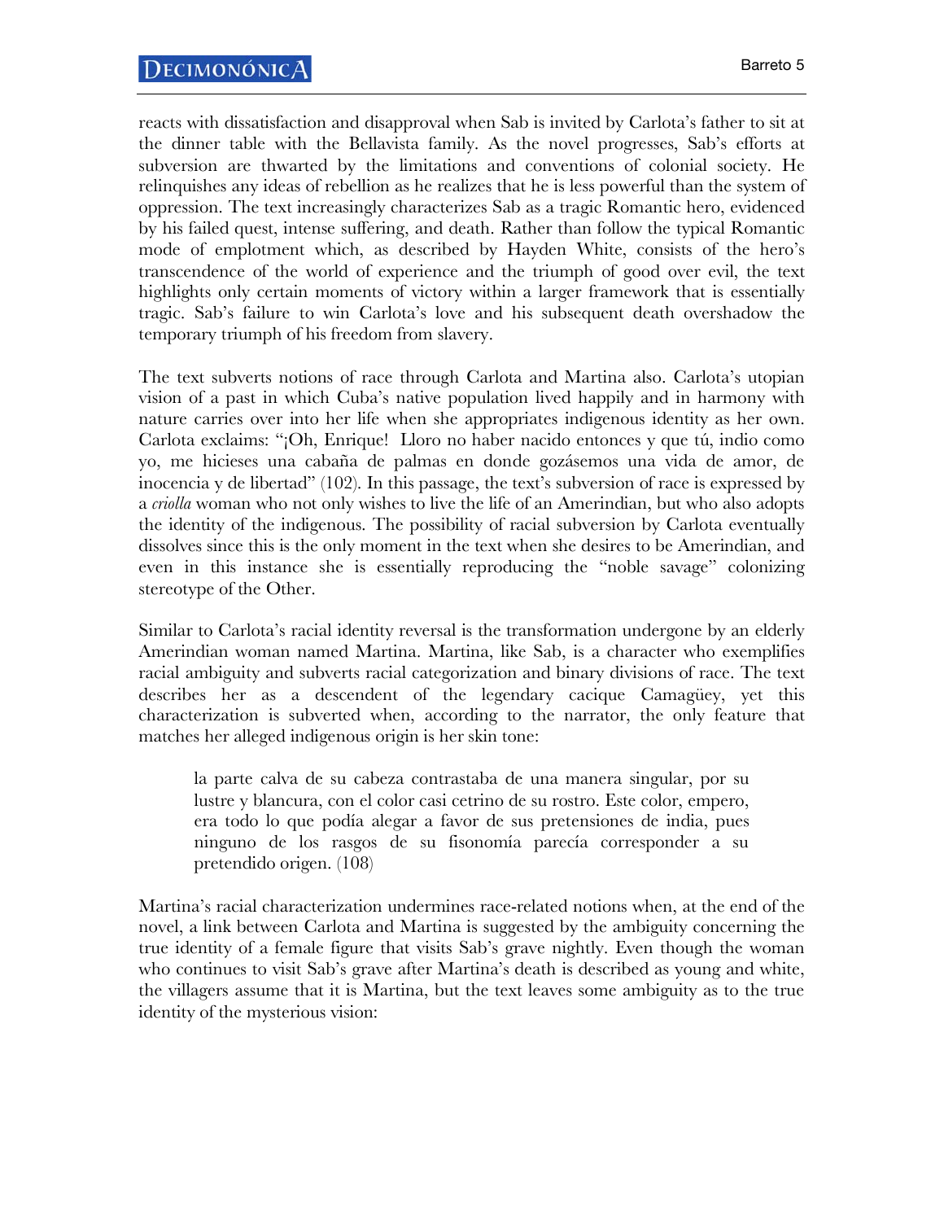reacts with dissatisfaction and disapproval when Sab is invited by Carlota's father to sit at the dinner table with the Bellavista family. As the novel progresses, Sab's efforts at subversion are thwarted by the limitations and conventions of colonial society. He relinquishes any ideas of rebellion as he realizes that he is less powerful than the system of oppression. The text increasingly characterizes Sab as a tragic Romantic hero, evidenced by his failed quest, intense suffering, and death. Rather than follow the typical Romantic mode of emplotment which, as described by Hayden White, consists of the hero's transcendence of the world of experience and the triumph of good over evil, the text highlights only certain moments of victory within a larger framework that is essentially tragic. Sab's failure to win Carlota's love and his subsequent death overshadow the temporary triumph of his freedom from slavery.

The text subverts notions of race through Carlota and Martina also. Carlota's utopian vision of a past in which Cuba's native population lived happily and in harmony with nature carries over into her life when she appropriates indigenous identity as her own. Carlota exclaims: "¡Oh, Enrique! Lloro no haber nacido entonces y que tú, indio como yo, me hicieses una cabaña de palmas en donde gozásemos una vida de amor, de inocencia y de libertad" (102). In this passage, the text's subversion of race is expressed by a *criolla* woman who not only wishes to live the life of an Amerindian, but who also adopts the identity of the indigenous. The possibility of racial subversion by Carlota eventually dissolves since this is the only moment in the text when she desires to be Amerindian, and even in this instance she is essentially reproducing the "noble savage" colonizing stereotype of the Other.

Similar to Carlota's racial identity reversal is the transformation undergone by an elderly Amerindian woman named Martina. Martina, like Sab, is a character who exemplifies racial ambiguity and subverts racial categorization and binary divisions of race. The text describes her as a descendent of the legendary cacique Camagüey, yet this characterization is subverted when, according to the narrator, the only feature that matches her alleged indigenous origin is her skin tone:

> la parte calva de su cabeza contrastaba de una manera singular, por su lustre y blancura, con el color casi cetrino de su rostro. Este color, empero, era todo lo que podía alegar a favor de sus pretensiones de india, pues ninguno de los rasgos de su fisonomía parecía corresponder a su pretendido origen. (108)

Martina's racial characterization undermines race-related notions when, at the end of the novel, a link between Carlota and Martina is suggested by the ambiguity concerning the true identity of a female figure that visits Sab's grave nightly. Even though the woman who continues to visit Sab's grave after Martina's death is described as young and white, the villagers assume that it is Martina, but the text leaves some ambiguity as to the true identity of the mysterious vision: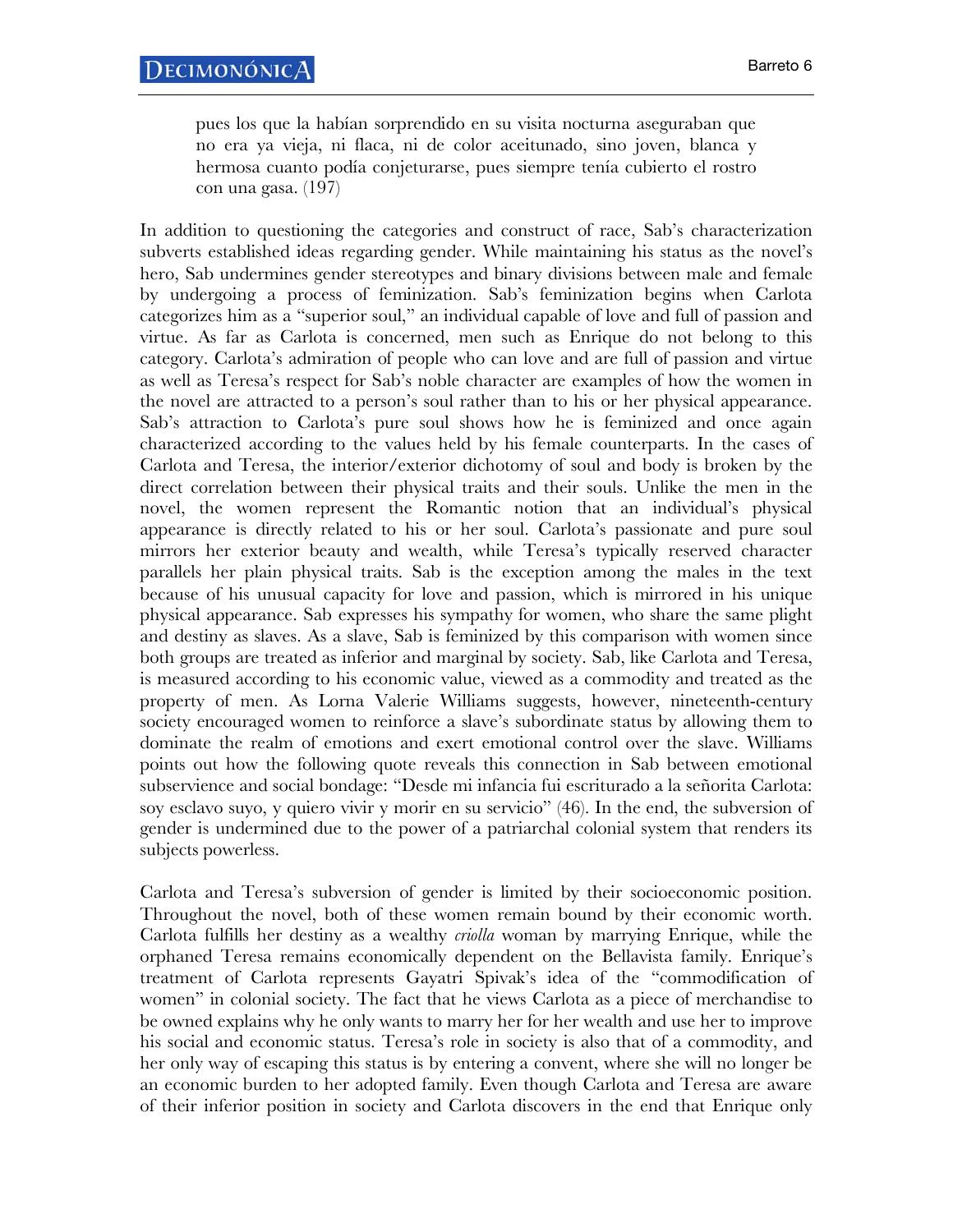> pues los que la habían sorprendido en su visita nocturna aseguraban que no era ya vieja, ni flaca, ni de color aceitunado, sino joven, blanca y hermosa cuanto podía conjeturarse, pues siempre tenía cubierto el rostro con una gasa. (197)

In addition to questioning the categories and construct of race, Sab's characterization subverts established ideas regarding gender. While maintaining his status as the novel's hero, Sab undermines gender stereotypes and binary divisions between male and female by undergoing a process of feminization. Sab's feminization begins when Carlota categorizes him as a "superior soul," an individual capable of love and full of passion and virtue. As far as Carlota is concerned, men such as Enrique do not belong to this category. Carlota's admiration of people who can love and are full of passion and virtue as well as Teresa's respect for Sab's noble character are examples of how the women in the novel are attracted to a person's soul rather than to his or her physical appearance. Sab's attraction to Carlota's pure soul shows how he is feminized and once again characterized according to the values held by his female counterparts. In the cases of Carlota and Teresa, the interior/exterior dichotomy of soul and body is broken by the direct correlation between their physical traits and their souls. Unlike the men in the novel, the women represent the Romantic notion that an individual's physical appearance is directly related to his or her soul. Carlota's passionate and pure soul mirrors her exterior beauty and wealth, while Teresa's typically reserved character parallels her plain physical traits. Sab is the exception among the males in the text because of his unusual capacity for love and passion, which is mirrored in his unique physical appearance. Sab expresses his sympathy for women, who share the same plight and destiny as slaves. As a slave, Sab is feminized by this comparison with women since both groups are treated as inferior and marginal by society. Sab, like Carlota and Teresa, is measured according to his economic value, viewed as a commodity and treated as the property of men. As Lorna Valerie Williams suggests, however, nineteenth-century society encouraged women to reinforce a slave's subordinate status by allowing them to dominate the realm of emotions and exert emotional control over the slave. Williams points out how the following quote reveals this connection in Sab between emotional subservience and social bondage: "Desde mi infancia fui escriturado a la señorita Carlota: soy esclavo suyo, y quiero vivir y morir en su servicio" (46). In the end, the subversion of gender is undermined due to the power of a patriarchal colonial system that renders its subjects powerless.

Carlota and Teresa's subversion of gender is limited by their socioeconomic position. Throughout the novel, both of these women remain bound by their economic worth. Carlota fulfills her destiny as a wealthy *criolla* woman by marrying Enrique, while the orphaned Teresa remains economically dependent on the Bellavista family. Enrique's treatment of Carlota represents Gayatri Spivak's idea of the "commodification of women" in colonial society. The fact that he views Carlota as a piece of merchandise to be owned explains why he only wants to marry her for her wealth and use her to improve his social and economic status. Teresa's role in society is also that of a commodity, and her only way of escaping this status is by entering a convent, where she will no longer be an economic burden to her adopted family. Even though Carlota and Teresa are aware of their inferior position in society and Carlota discovers in the end that Enrique only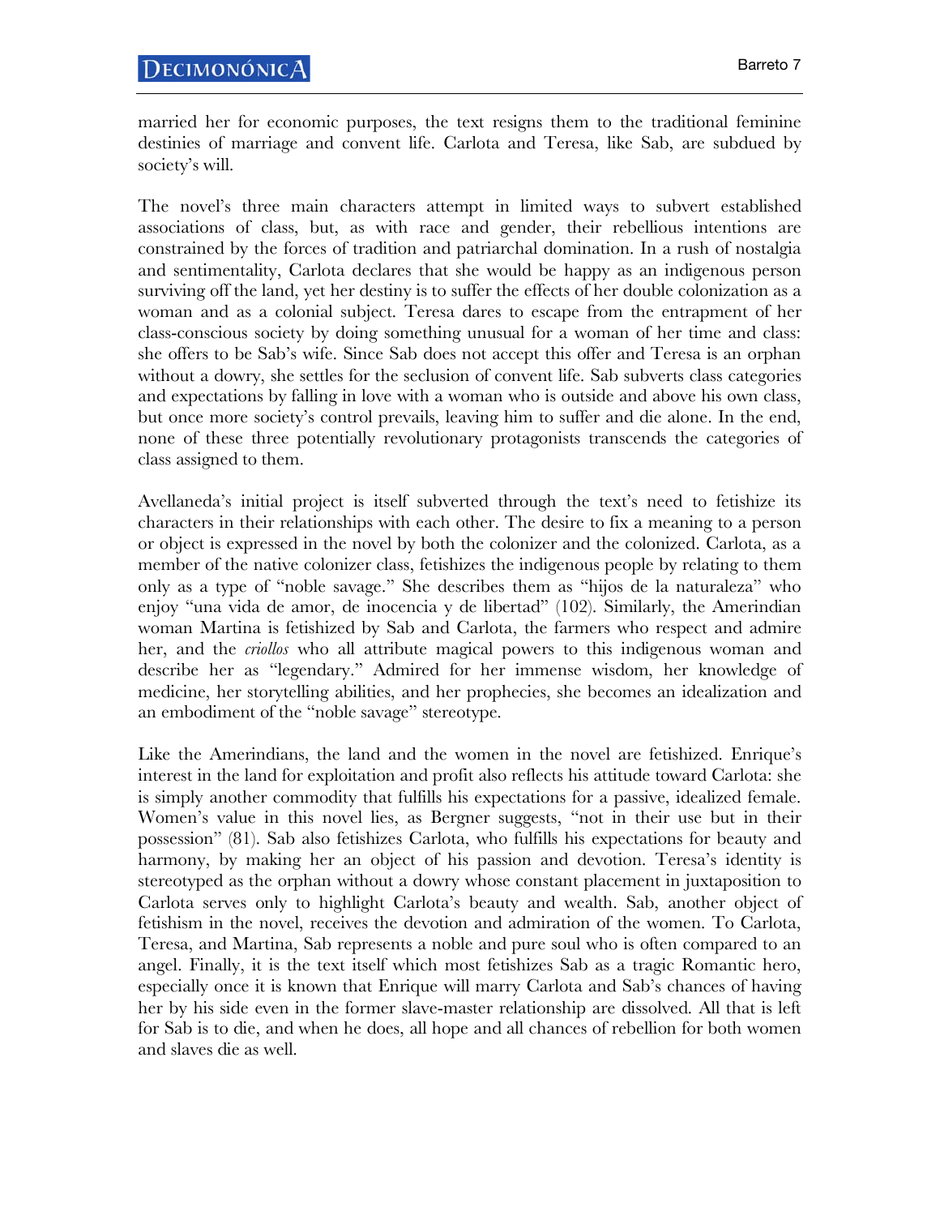married her for economic purposes, the text resigns them to the traditional feminine destinies of marriage and convent life. Carlota and Teresa, like Sab, are subdued by society's will.

The novel's three main characters attempt in limited ways to subvert established associations of class, but, as with race and gender, their rebellious intentions are constrained by the forces of tradition and patriarchal domination. In a rush of nostalgia and sentimentality, Carlota declares that she would be happy as an indigenous person surviving off the land, yet her destiny is to suffer the effects of her double colonization as a woman and as a colonial subject. Teresa dares to escape from the entrapment of her class-conscious society by doing something unusual for a woman of her time and class: she offers to be Sab's wife. Since Sab does not accept this offer and Teresa is an orphan without a dowry, she settles for the seclusion of convent life. Sab subverts class categories and expectations by falling in love with a woman who is outside and above his own class, but once more society's control prevails, leaving him to suffer and die alone. In the end, none of these three potentially revolutionary protagonists transcends the categories of class assigned to them.

Avellaneda's initial project is itself subverted through the text's need to fetishize its characters in their relationships with each other. The desire to fix a meaning to a person or object is expressed in the novel by both the colonizer and the colonized. Carlota, as a member of the native colonizer class, fetishizes the indigenous people by relating to them only as a type of "noble savage." She describes them as "hijos de la naturaleza" who enjoy "una vida de amor, de inocencia y de libertad" (102). Similarly, the Amerindian woman Martina is fetishized by Sab and Carlota, the farmers who respect and admire her, and the *criollos* who all attribute magical powers to this indigenous woman and describe her as "legendary." Admired for her immense wisdom, her knowledge of medicine, her storytelling abilities, and her prophecies, she becomes an idealization and an embodiment of the "noble savage" stereotype.

Like the Amerindians, the land and the women in the novel are fetishized. Enrique's interest in the land for exploitation and profit also reflects his attitude toward Carlota: she is simply another commodity that fulfills his expectations for a passive, idealized female. Women's value in this novel lies, as Bergner suggests, "not in their use but in their possession" (81). Sab also fetishizes Carlota, who fulfills his expectations for beauty and harmony, by making her an object of his passion and devotion. Teresa's identity is stereotyped as the orphan without a dowry whose constant placement in juxtaposition to Carlota serves only to highlight Carlota's beauty and wealth. Sab, another object of fetishism in the novel, receives the devotion and admiration of the women. To Carlota, Teresa, and Martina, Sab represents a noble and pure soul who is often compared to an angel. Finally, it is the text itself which most fetishizes Sab as a tragic Romantic hero, especially once it is known that Enrique will marry Carlota and Sab's chances of having her by his side even in the former slave-master relationship are dissolved. All that is left for Sab is to die, and when he does, all hope and all chances of rebellion for both women and slaves die as well.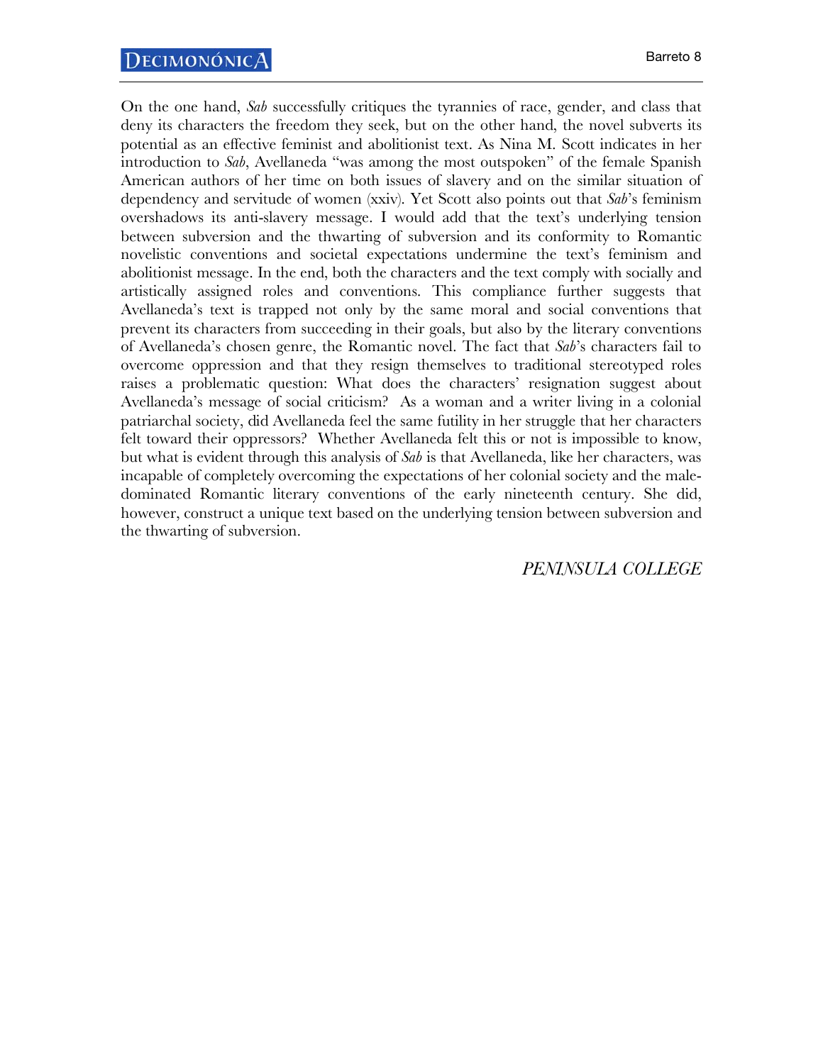On the one hand, *Sab* successfully critiques the tyrannies of race, gender, and class that deny its characters the freedom they seek, but on the other hand, the novel subverts its potential as an effective feminist and abolitionist text. As Nina M. Scott indicates in her introduction to *Sab*, Avellaneda "was among the most outspoken" of the female Spanish American authors of her time on both issues of slavery and on the similar situation of dependency and servitude of women (xxiv). Yet Scott also points out that *Sab*'s feminism overshadows its anti-slavery message. I would add that the text's underlying tension between subversion and the thwarting of subversion and its conformity to Romantic novelistic conventions and societal expectations undermine the text's feminism and abolitionist message. In the end, both the characters and the text comply with socially and artistically assigned roles and conventions. This compliance further suggests that Avellaneda's text is trapped not only by the same moral and social conventions that prevent its characters from succeeding in their goals, but also by the literary conventions of Avellaneda's chosen genre, the Romantic novel. The fact that *Sab*'s characters fail to overcome oppression and that they resign themselves to traditional stereotyped roles raises a problematic question: What does the characters' resignation suggest about Avellaneda's message of social criticism? As a woman and a writer living in a colonial patriarchal society, did Avellaneda feel the same futility in her struggle that her characters felt toward their oppressors? Whether Avellaneda felt this or not is impossible to know, but what is evident through this analysis of *Sab* is that Avellaneda, like her characters, was incapable of completely overcoming the expectations of her colonial society and the male-dominated Romantic literary conventions of the early nineteenth century. She did, however, construct a unique text based on the underlying tension between subversion and the thwarting of subversion.

*PENINSULA COLLEGE*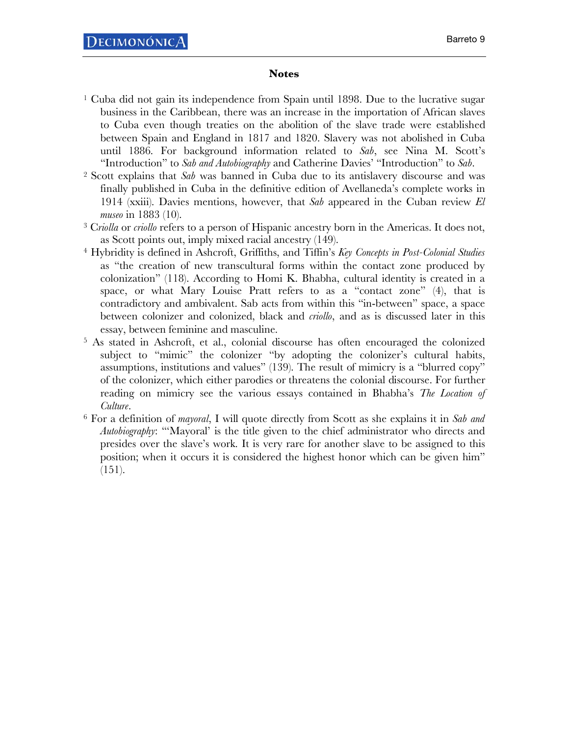## Notes

[1] Cuba did not gain its independence from Spain until 1898. Due to the lucrative sugar business in the Caribbean, there was an increase in the importation of African slaves to Cuba even though treaties on the abolition of the slave trade were established between Spain and England in 1817 and 1820. Slavery was not abolished in Cuba until 1886. For background information related to *Sab*, see Nina M. Scott's "Introduction" to *Sab and Autobiography* and Catherine Davies' "Introduction" to *Sab*.

[2] Scott explains that *Sab* was banned in Cuba due to its antislavery discourse and was finally published in Cuba in the definitive edition of Avellaneda's complete works in 1914 (xxiii). Davies mentions, however, that *Sab* appeared in the Cuban review *El museo* in 1883 (10).

[3] C*riolla* or *criollo* refers to a person of Hispanic ancestry born in the Americas. It does not, as Scott points out, imply mixed racial ancestry (149).

[4] Hybridity is defined in Ashcroft, Griffiths, and Tiffin's *Key Concepts in Post-Colonial Studies* as "the creation of new transcultural forms within the contact zone produced by colonization" (118). According to Homi K. Bhabha, cultural identity is created in a space, or what Mary Louise Pratt refers to as a "contact zone" (4), that is contradictory and ambivalent. Sab acts from within this "in-between" space, a space between colonizer and colonized, black and *criollo*, and as is discussed later in this essay, between feminine and masculine.

[5] As stated in Ashcroft, et al., colonial discourse has often encouraged the colonized subject to "mimic" the colonizer "by adopting the colonizer's cultural habits, assumptions, institutions and values" (139). The result of mimicry is a "blurred copy" of the colonizer, which either parodies or threatens the colonial discourse. For further reading on mimicry see the various essays contained in Bhabha's *The Location of Culture*.

[6] For a definition of *mayoral*, I will quote directly from Scott as she explains it in *Sab and Autobiography*: "'Mayoral' is the title given to the chief administrator who directs and presides over the slave's work. It is very rare for another slave to be assigned to this position; when it occurs it is considered the highest honor which can be given him" (151).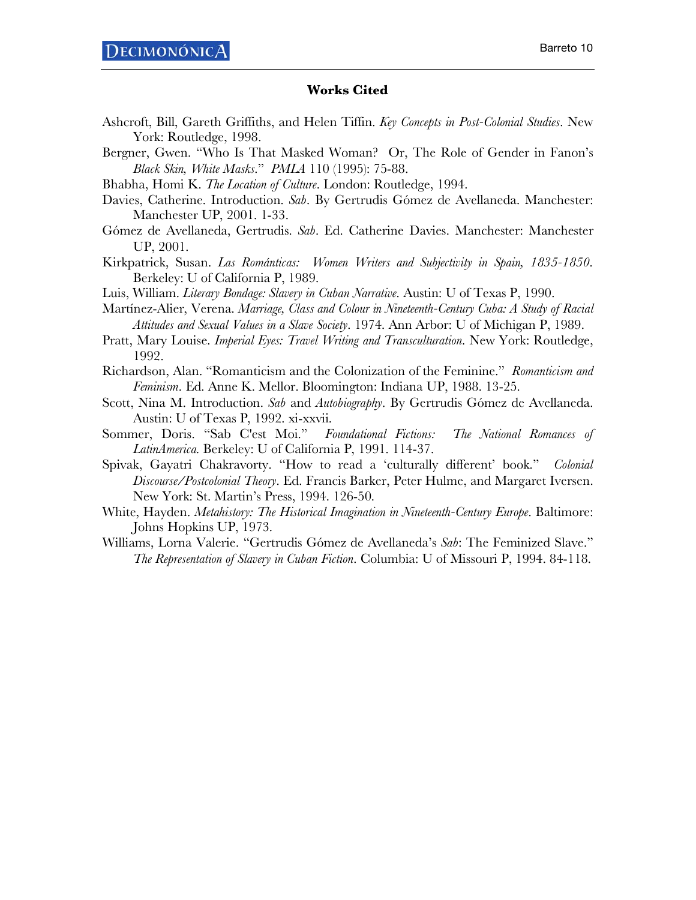## Works Cited

Ashcroft, Bill, Gareth Griffiths, and Helen Tiffin. *Key Concepts in Post-Colonial Studies*. New York: Routledge, 1998.

Bergner, Gwen. "Who Is That Masked Woman? Or, The Role of Gender in Fanon's *Black Skin, White Masks*." *PMLA* 110 (1995): 75-88.

Bhabha, Homi K. *The Location of Culture*. London: Routledge, 1994.

Davies, Catherine. Introduction. *Sab*. By Gertrudis Gómez de Avellaneda. Manchester: Manchester UP, 2001. 1-33.

Gómez de Avellaneda, Gertrudis. *Sab*. Ed. Catherine Davies. Manchester: Manchester UP, 2001.

Kirkpatrick, Susan. *Las Románticas: Women Writers and Subjectivity in Spain, 1835-1850*. Berkeley: U of California P, 1989.

Luis, William. *Literary Bondage: Slavery in Cuban Narrative*. Austin: U of Texas P, 1990.

Martínez-Alier, Verena. *Marriage, Class and Colour in Nineteenth-Century Cuba: A Study of Racial Attitudes and Sexual Values in a Slave Society*. 1974. Ann Arbor: U of Michigan P, 1989.

Pratt, Mary Louise. *Imperial Eyes: Travel Writing and Transculturation*. New York: Routledge, 1992.

Richardson, Alan. "Romanticism and the Colonization of the Feminine." *Romanticism and Feminism*. Ed. Anne K. Mellor. Bloomington: Indiana UP, 1988. 13-25.

Scott, Nina M. Introduction. *Sab* and *Autobiography*. By Gertrudis Gómez de Avellaneda. Austin: U of Texas P, 1992. xi-xxvii.

Sommer, Doris. "Sab C'est Moi." *Foundational Fictions: The National Romances of LatinAmerica*. Berkeley: U of California P, 1991. 114-37.

Spivak, Gayatri Chakravorty. "How to read a 'culturally different' book." *Colonial Discourse/Postcolonial Theory*. Ed. Francis Barker, Peter Hulme, and Margaret Iversen. New York: St. Martin's Press, 1994. 126-50.

White, Hayden. *Metahistory: The Historical Imagination in Nineteenth-Century Europe*. Baltimore: Johns Hopkins UP, 1973.

Williams, Lorna Valerie. "Gertrudis Gómez de Avellaneda's *Sab*: The Feminized Slave." *The Representation of Slavery in Cuban Fiction*. Columbia: U of Missouri P, 1994. 84-118.